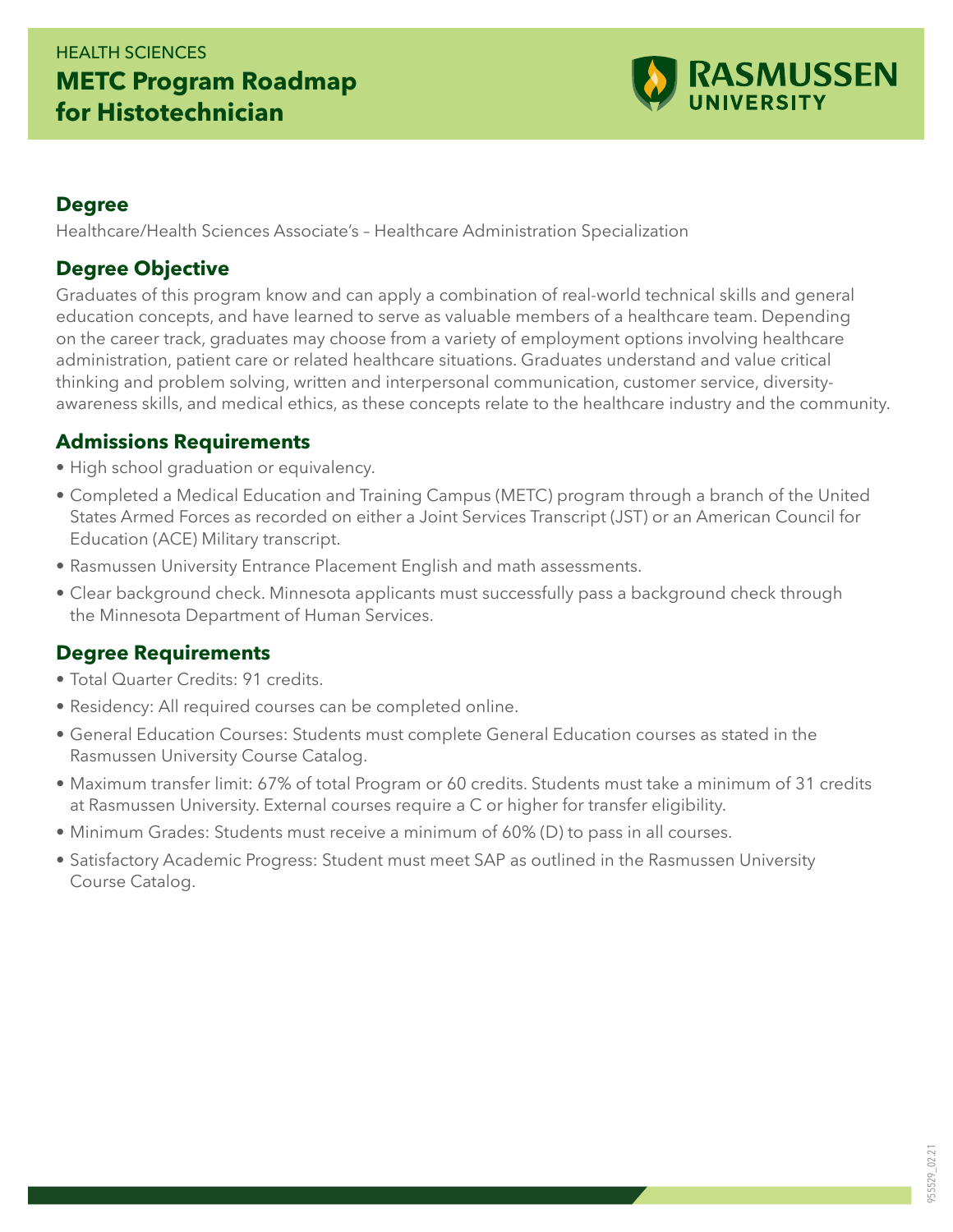HEALTH SCIENCES

# METC Program Roadmap for Histotechnician

RASMUSSEN UNIVERSITY

## Degree

Healthcare/Health Sciences Associate's – Healthcare Administration Specialization

## Degree Objective

Graduates of this program know and can apply a combination of real-world technical skills and general education concepts, and have learned to serve as valuable members of a healthcare team. Depending on the career track, graduates may choose from a variety of employment options involving healthcare administration, patient care or related healthcare situations. Graduates understand and value critical thinking and problem solving, written and interpersonal communication, customer service, diversity-awareness skills, and medical ethics, as these concepts relate to the healthcare industry and the community.

## Admissions Requirements

- High school graduation or equivalency.
- Completed a Medical Education and Training Campus (METC) program through a branch of the United States Armed Forces as recorded on either a Joint Services Transcript (JST) or an American Council for Education (ACE) Military transcript.
- Rasmussen University Entrance Placement English and math assessments.
- Clear background check. Minnesota applicants must successfully pass a background check through the Minnesota Department of Human Services.

## Degree Requirements

- Total Quarter Credits: 91 credits.
- Residency: All required courses can be completed online.
- General Education Courses: Students must complete General Education courses as stated in the Rasmussen University Course Catalog.
- Maximum transfer limit: 67% of total Program or 60 credits. Students must take a minimum of 31 credits at Rasmussen University. External courses require a C or higher for transfer eligibility.
- Minimum Grades: Students must receive a minimum of 60% (D) to pass in all courses.
- Satisfactory Academic Progress: Student must meet SAP as outlined in the Rasmussen University Course Catalog.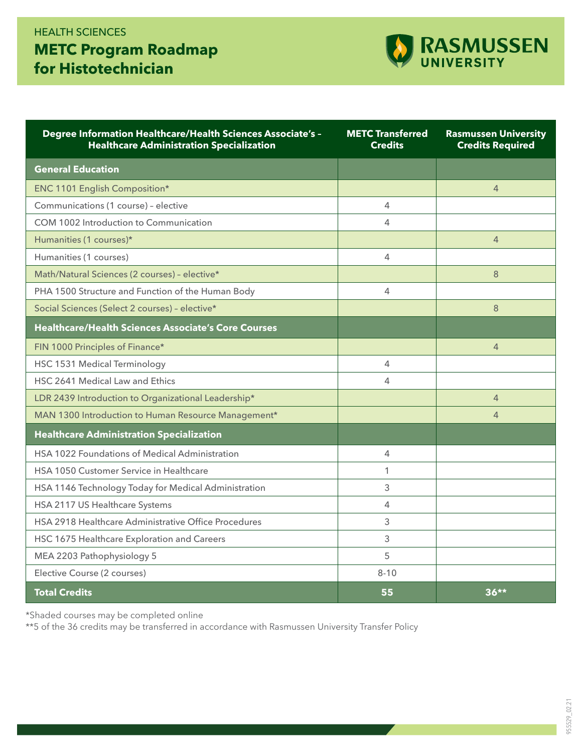HEALTH SCIENCES

# METC Program Roadmap for Histotechnician

| Degree Information Healthcare/Health Sciences Associate's – Healthcare Administration Specialization | METC Transferred Credits | Rasmussen University Credits Required |
|---|---|---|
| **General Education** | | |
| ENC 1101 English Composition* | | 4 |
| Communications (1 course) – elective | 4 | |
| COM 1002 Introduction to Communication | 4 | |
| Humanities (1 courses)* | | 4 |
| Humanities (1 courses) | 4 | |
| Math/Natural Sciences (2 courses) – elective* | | 8 |
| PHA 1500 Structure and Function of the Human Body | 4 | |
| Social Sciences (Select 2 courses) – elective* | | 8 |
| **Healthcare/Health Sciences Associate's Core Courses** | | |
| FIN 1000 Principles of Finance* | | 4 |
| HSC 1531 Medical Terminology | 4 | |
| HSC 2641 Medical Law and Ethics | 4 | |
| LDR 2439 Introduction to Organizational Leadership* | | 4 |
| MAN 1300 Introduction to Human Resource Management* | | 4 |
| **Healthcare Administration Specialization** | | |
| HSA 1022 Foundations of Medical Administration | 4 | |
| HSA 1050 Customer Service in Healthcare | 1 | |
| HSA 1146 Technology Today for Medical Administration | 3 | |
| HSA 2117 US Healthcare Systems | 4 | |
| HSA 2918 Healthcare Administrative Office Procedures | 3 | |
| HSC 1675 Healthcare Exploration and Careers | 3 | |
| MEA 2203 Pathophysiology 5 | 5 | |
| Elective Course (2 courses) | 8-10 | |
| **Total Credits** | **55** | **36**** |

*Shaded courses may be completed online

**5 of the 36 credits may be transferred in accordance with Rasmussen University Transfer Policy